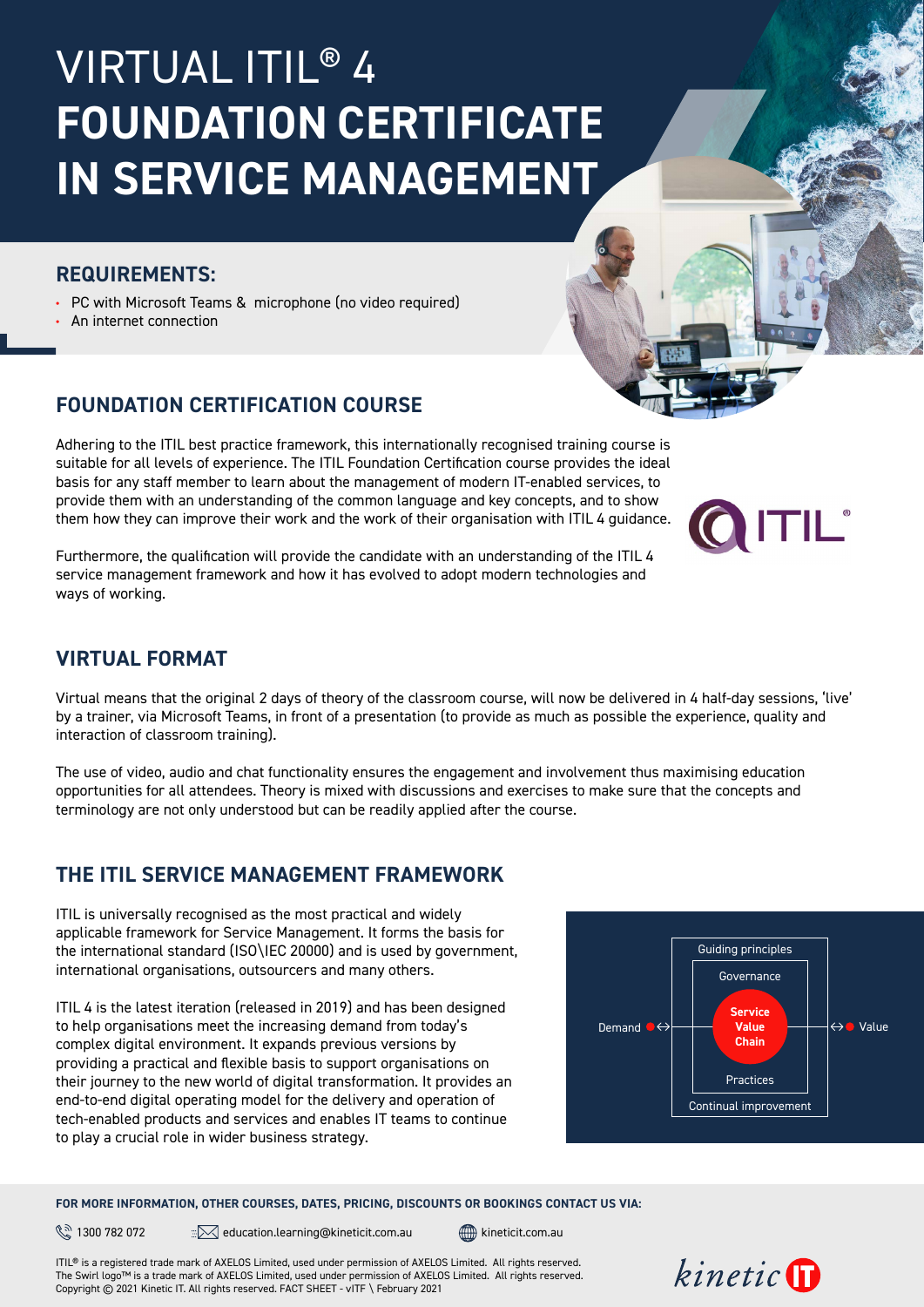# VIRTUAL ITIL® 4
# FOUNDATION CERTIFICATE IN SERVICE MANAGEMENT

## REQUIREMENTS:

- PC with Microsoft Teams & microphone (no video required)
- An internet connection

## FOUNDATION CERTIFICATION COURSE

Adhering to the ITIL best practice framework, this internationally recognised training course is suitable for all levels of experience. The ITIL Foundation Certification course provides the ideal basis for any staff member to learn about the management of modern IT-enabled services, to provide them with an understanding of the common language and key concepts, and to show them how they can improve their work and the work of their organisation with ITIL 4 guidance.

Furthermore, the qualification will provide the candidate with an understanding of the ITIL 4 service management framework and how it has evolved to adopt modern technologies and ways of working.

## VIRTUAL FORMAT

Virtual means that the original 2 days of theory of the classroom course, will now be delivered in 4 half-day sessions, 'live' by a trainer, via Microsoft Teams, in front of a presentation (to provide as much as possible the experience, quality and interaction of classroom training).

The use of video, audio and chat functionality ensures the engagement and involvement thus maximising education opportunities for all attendees. Theory is mixed with discussions and exercises to make sure that the concepts and terminology are not only understood but can be readily applied after the course.

## THE ITIL SERVICE MANAGEMENT FRAMEWORK

ITIL is universally recognised as the most practical and widely applicable framework for Service Management. It forms the basis for the international standard (ISO\IEC 20000) and is used by government, international organisations, outsourcers and many others.

ITIL 4 is the latest iteration (released in 2019) and has been designed to help organisations meet the increasing demand from today's complex digital environment. It expands previous versions by providing a practical and flexible basis to support organisations on their journey to the new world of digital transformation. It provides an end-to-end digital operating model for the delivery and operation of tech-enabled products and services and enables IT teams to continue to play a crucial role in wider business strategy.

Guiding principles
Governance
Demand ↔ **Service Value Chain** ↔ Value
Practices
Continual improvement

**FOR MORE INFORMATION, OTHER COURSES, DATES, PRICING, DISCOUNTS OR BOOKINGS CONTACT US VIA:**

1300 782 072 | education.learning@kineticit.com.au | kineticit.com.au

ITIL® is a registered trade mark of AXELOS Limited, used under permission of AXELOS Limited. All rights reserved.
The Swirl logo™ is a trade mark of AXELOS Limited, used under permission of AXELOS Limited. All rights reserved.
Copyright © 2021 Kinetic IT. All rights reserved. FACT SHEET - vITF \ February 2021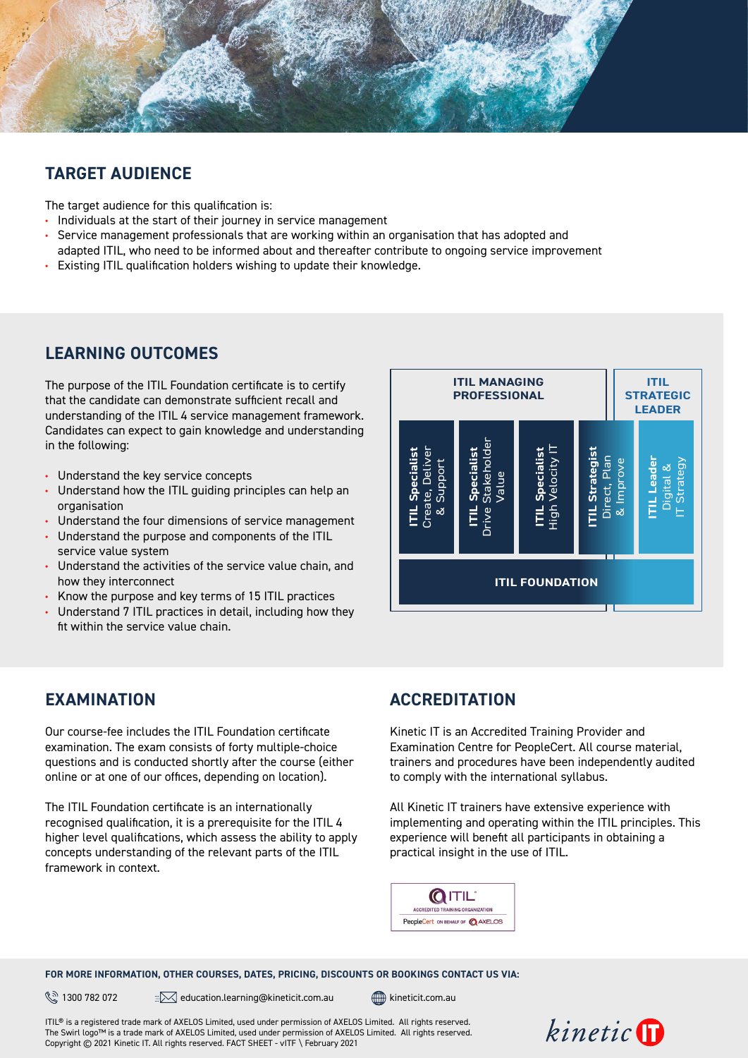## TARGET AUDIENCE

The target audience for this qualification is:

- Individuals at the start of their journey in service management
- Service management professionals that are working within an organisation that has adopted and adapted ITIL, who need to be informed about and thereafter contribute to ongoing service improvement
- Existing ITIL qualification holders wishing to update their knowledge.

## LEARNING OUTCOMES

The purpose of the ITIL Foundation certificate is to certify that the candidate can demonstrate sufficient recall and understanding of the ITIL 4 service management framework. Candidates can expect to gain knowledge and understanding in the following:

- Understand the key service concepts
- Understand how the ITIL guiding principles can help an organisation
- Understand the four dimensions of service management
- Understand the purpose and components of the ITIL service value system
- Understand the activities of the service value chain, and how they interconnect
- Know the purpose and key terms of 15 ITIL practices
- Understand 7 ITIL practices in detail, including how they fit within the service value chain.

ITIL MANAGING PROFESSIONAL

ITIL STRATEGIC LEADER

**ITIL Specialist** Create, Deliver & Support

**ITIL Specialist** Drive Stakeholder Value

**ITIL Specialist** High Velocity IT

**ITIL Strategist** Direct, Plan & Improve

**ITIL Leader** Digital & IT Strategy

ITIL FOUNDATION

## EXAMINATION

Our course-fee includes the ITIL Foundation certificate examination. The exam consists of forty multiple-choice questions and is conducted shortly after the course (either online or at one of our offices, depending on location).

The ITIL Foundation certificate is an internationally recognised qualification, it is a prerequisite for the ITIL 4 higher level qualifications, which assess the ability to apply concepts understanding of the relevant parts of the ITIL framework in context.

## ACCREDITATION

Kinetic IT is an Accredited Training Provider and Examination Centre for PeopleCert. All course material, trainers and procedures have been independently audited to comply with the international syllabus.

All Kinetic IT trainers have extensive experience with implementing and operating within the ITIL principles. This experience will benefit all participants in obtaining a practical insight in the use of ITIL.

ITIL® ACCREDITED TRAINING ORGANIZATION
PeopleCert ON BEHALF OF AXELOS

**FOR MORE INFORMATION, OTHER COURSES, DATES, PRICING, DISCOUNTS OR BOOKINGS CONTACT US VIA:**

1300 782 072 | education.learning@kineticit.com.au | kineticit.com.au

ITIL® is a registered trade mark of AXELOS Limited, used under permission of AXELOS Limited. All rights reserved.
The Swirl logo™ is a trade mark of AXELOS Limited, used under permission of AXELOS Limited. All rights reserved.
Copyright © 2021 Kinetic IT. All rights reserved. FACT SHEET - vITF \ February 2021

kinetic IT